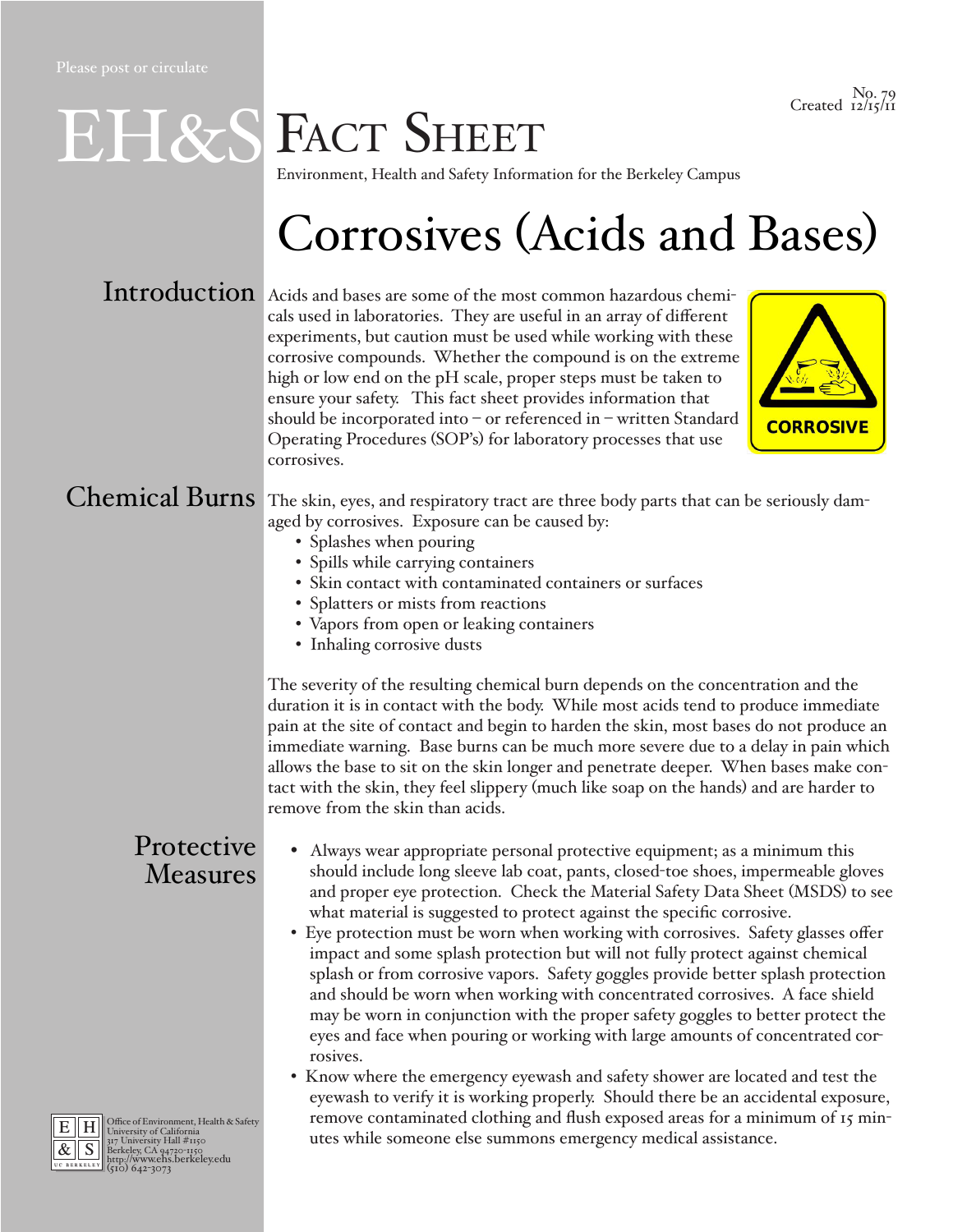Please post or circulate

No. 79
Created 12/15/11

# EH&S FACT SHEET

Environment, Health and Safety Information for the Berkeley Campus

# Corrosives (Acids and Bases)

## Introduction

Acids and bases are some of the most common hazardous chemicals used in laboratories. They are useful in an array of different experiments, but caution must be used while working with these corrosive compounds. Whether the compound is on the extreme high or low end on the pH scale, proper steps must be taken to ensure your safety. This fact sheet provides information that should be incorporated into – or referenced in – written Standard Operating Procedures (SOP's) for laboratory processes that use corrosives.

CORROSIVE

## Chemical Burns

The skin, eyes, and respiratory tract are three body parts that can be seriously damaged by corrosives. Exposure can be caused by:

- Splashes when pouring
- Spills while carrying containers
- Skin contact with contaminated containers or surfaces
- Splatters or mists from reactions
- Vapors from open or leaking containers
- Inhaling corrosive dusts

The severity of the resulting chemical burn depends on the concentration and the duration it is in contact with the body. While most acids tend to produce immediate pain at the site of contact and begin to harden the skin, most bases do not produce an immediate warning. Base burns can be much more severe due to a delay in pain which allows the base to sit on the skin longer and penetrate deeper. When bases make contact with the skin, they feel slippery (much like soap on the hands) and are harder to remove from the skin than acids.

## Protective Measures

- Always wear appropriate personal protective equipment; as a minimum this should include long sleeve lab coat, pants, closed-toe shoes, impermeable gloves and proper eye protection. Check the Material Safety Data Sheet (MSDS) to see what material is suggested to protect against the specific corrosive.
- Eye protection must be worn when working with corrosives. Safety glasses offer impact and some splash protection but will not fully protect against chemical splash or from corrosive vapors. Safety goggles provide better splash protection and should be worn when working with concentrated corrosives. A face shield may be worn in conjunction with the proper safety goggles to better protect the eyes and face when pouring or working with large amounts of concentrated corrosives.
- Know where the emergency eyewash and safety shower are located and test the eyewash to verify it is working properly. Should there be an accidental exposure, remove contaminated clothing and flush exposed areas for a minimum of 15 minutes while someone else summons emergency medical assistance.

Office of Environment, Health & Safety
University of California
317 University Hall #1150
Berkeley, CA 94720-1150
http://www.ehs.berkeley.edu
(510) 642-3073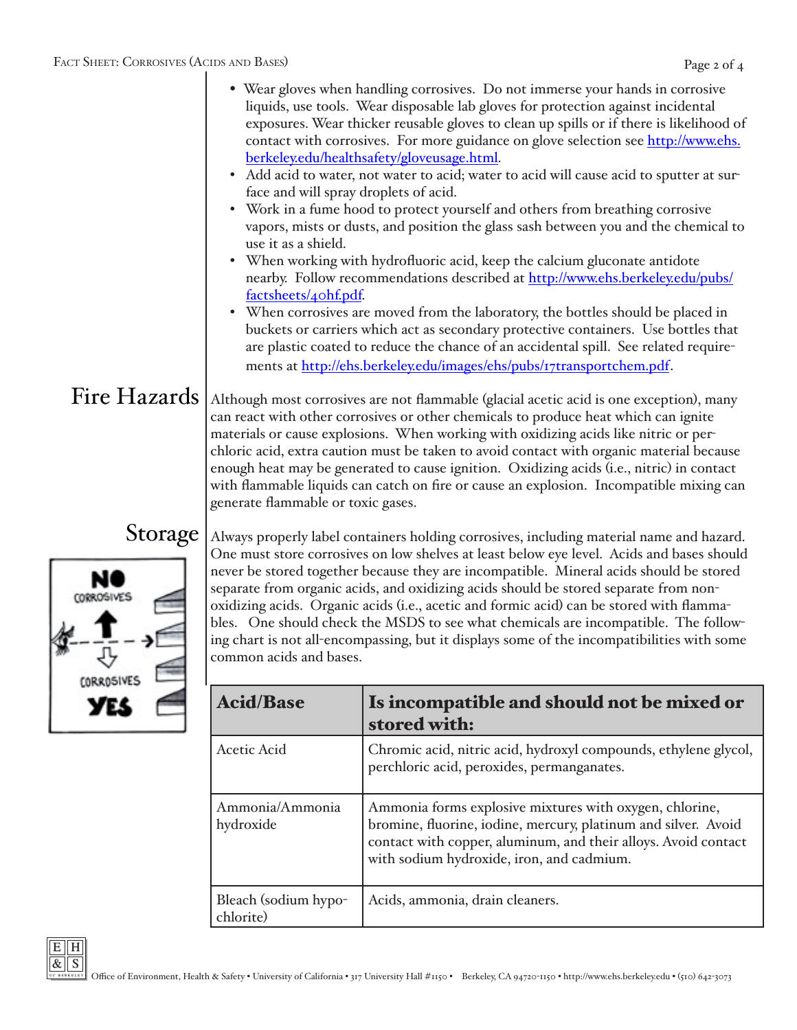- Wear gloves when handling corrosives. Do not immerse your hands in corrosive liquids, use tools. Wear disposable lab gloves for protection against incidental exposures. Wear thicker reusable gloves to clean up spills or if there is likelihood of contact with corrosives. For more guidance on glove selection see [http://www.ehs.berkeley.edu/healthsafety/gloveusage.html](http://www.ehs.berkeley.edu/healthsafety/gloveusage.html).
- Add acid to water, not water to acid; water to acid will cause acid to sputter at surface and will spray droplets of acid.
- Work in a fume hood to protect yourself and others from breathing corrosive vapors, mists or dusts, and position the glass sash between you and the chemical to use it as a shield.
- When working with hydrofluoric acid, keep the calcium gluconate antidote nearby. Follow recommendations described at [http://www.ehs.berkeley.edu/pubs/factsheets/40hf.pdf](http://www.ehs.berkeley.edu/pubs/factsheets/40hf.pdf).
- When corrosives are moved from the laboratory, the bottles should be placed in buckets or carriers which act as secondary protective containers. Use bottles that are plastic coated to reduce the chance of an accidental spill. See related requirements at [http://ehs.berkeley.edu/images/ehs/pubs/17transportchem.pdf](http://ehs.berkeley.edu/images/ehs/pubs/17transportchem.pdf).

## Fire Hazards

Although most corrosives are not flammable (glacial acetic acid is one exception), many can react with other corrosives or other chemicals to produce heat which can ignite materials or cause explosions. When working with oxidizing acids like nitric or perchloric acid, extra caution must be taken to avoid contact with organic material because enough heat may be generated to cause ignition. Oxidizing acids (i.e., nitric) in contact with flammable liquids can catch on fire or cause an explosion. Incompatible mixing can generate flammable or toxic gases.

## Storage

Always properly label containers holding corrosives, including material name and hazard. One must store corrosives on low shelves at least below eye level. Acids and bases should never be stored together because they are incompatible. Mineral acids should be stored separate from organic acids, and oxidizing acids should be stored separate from non-oxidizing acids. Organic acids (i.e., acetic and formic acid) can be stored with flammables. One should check the MSDS to see what chemicals are incompatible. The following chart is not all-encompassing, but it displays some of the incompatibilities with some common acids and bases.

| Acid/Base | Is incompatible and should not be mixed or stored with: |
|---|---|
| Acetic Acid | Chromic acid, nitric acid, hydroxyl compounds, ethylene glycol, perchloric acid, peroxides, permanganates. |
| Ammonia/Ammonia hydroxide | Ammonia forms explosive mixtures with oxygen, chlorine, bromine, fluorine, iodine, mercury, platinum and silver. Avoid contact with copper, aluminum, and their alloys. Avoid contact with sodium hydroxide, iron, and cadmium. |
| Bleach (sodium hypochlorite) | Acids, ammonia, drain cleaners. |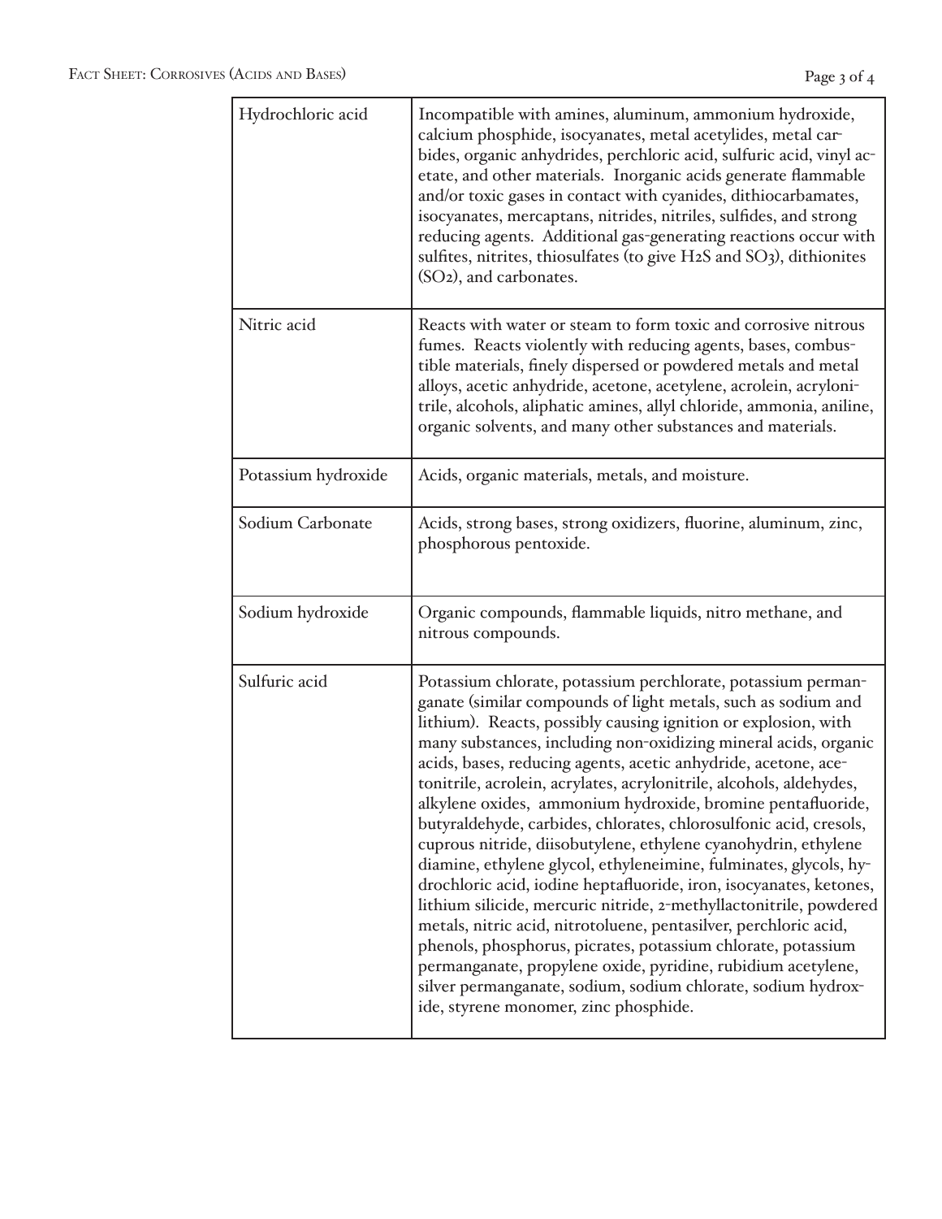| | |
|---|---|
| Hydrochloric acid | Incompatible with amines, aluminum, ammonium hydroxide, calcium phosphide, isocyanates, metal acetylides, metal carbides, organic anhydrides, perchloric acid, sulfuric acid, vinyl acetate, and other materials. Inorganic acids generate flammable and/or toxic gases in contact with cyanides, dithiocarbamates, isocyanates, mercaptans, nitrides, nitriles, sulfides, and strong reducing agents. Additional gas-generating reactions occur with sulfites, nitrites, thiosulfates (to give $H_2S$ and $SO_3$), dithionites ($SO_2$), and carbonates. |
| Nitric acid | Reacts with water or steam to form toxic and corrosive nitrous fumes. Reacts violently with reducing agents, bases, combustible materials, finely dispersed or powdered metals and metal alloys, acetic anhydride, acetone, acetylene, acrolein, acrylonitrile, alcohols, aliphatic amines, allyl chloride, ammonia, aniline, organic solvents, and many other substances and materials. |
| Potassium hydroxide | Acids, organic materials, metals, and moisture. |
| Sodium Carbonate | Acids, strong bases, strong oxidizers, fluorine, aluminum, zinc, phosphorous pentoxide. |
| Sodium hydroxide | Organic compounds, flammable liquids, nitro methane, and nitrous compounds. |
| Sulfuric acid | Potassium chlorate, potassium perchlorate, potassium permanganate (similar compounds of light metals, such as sodium and lithium). Reacts, possibly causing ignition or explosion, with many substances, including non-oxidizing mineral acids, organic acids, bases, reducing agents, acetic anhydride, acetone, acetonitrile, acrolein, acrylates, acrylonitrile, alcohols, aldehydes, alkylene oxides, ammonium hydroxide, bromine pentafluoride, butyraldehyde, carbides, chlorates, chlorosulfonic acid, cresols, cuprous nitride, diisobutylene, ethylene cyanohydrin, ethylene diamine, ethylene glycol, ethyleneimine, fulminates, glycols, hydrochloric acid, iodine heptafluoride, iron, isocyanates, ketones, lithium silicide, mercuric nitride, 2-methyllactonitrile, powdered metals, nitric acid, nitrotoluene, pentasilver, perchloric acid, phenols, phosphorus, picrates, potassium chlorate, potassium permanganate, propylene oxide, pyridine, rubidium acetylene, silver permanganate, sodium, sodium chlorate, sodium hydroxide, styrene monomer, zinc phosphide. |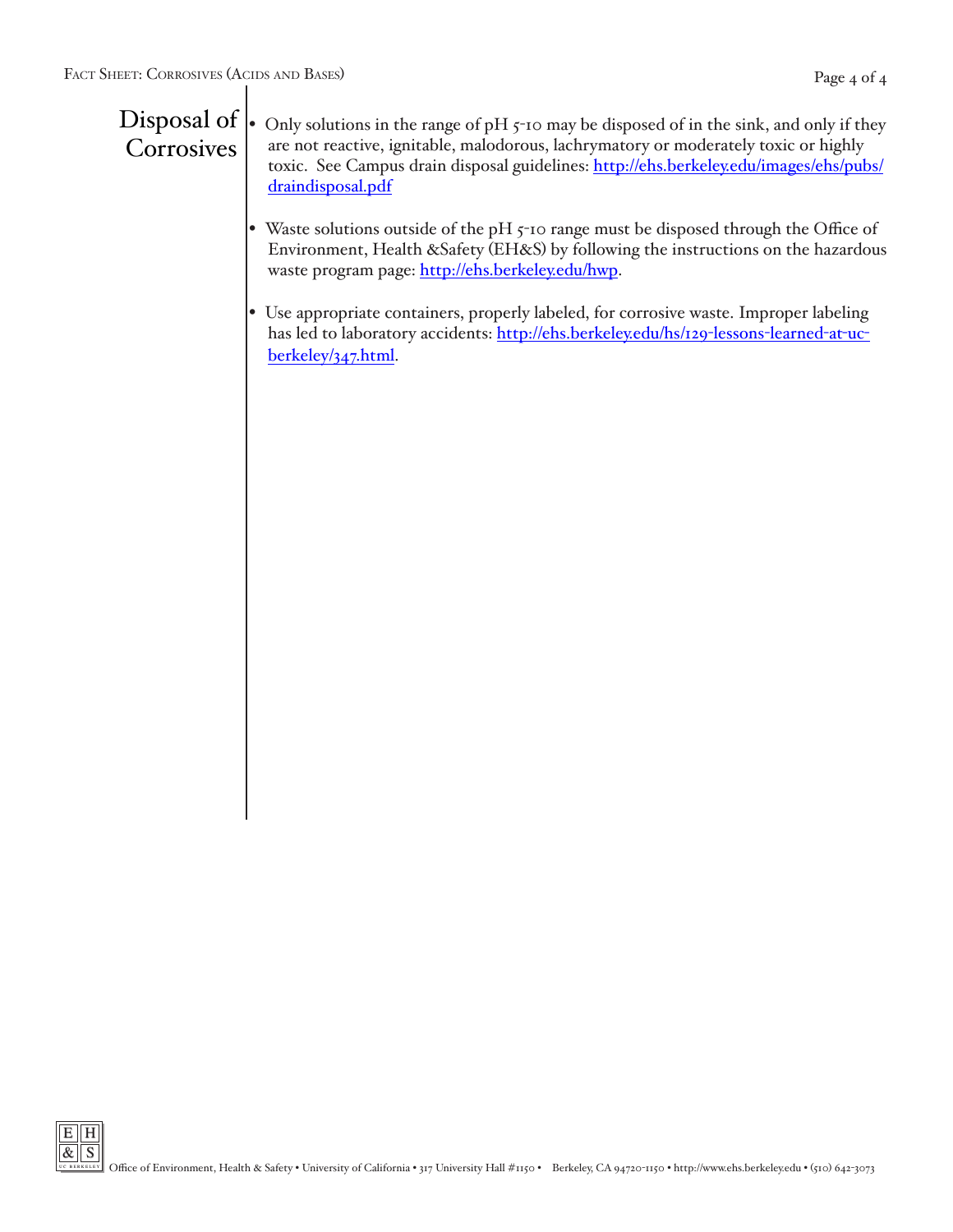## Disposal of Corrosives

- Only solutions in the range of pH 5-10 may be disposed of in the sink, and only if they are not reactive, ignitable, malodorous, lachrymatory or moderately toxic or highly toxic. See Campus drain disposal guidelines: http://ehs.berkeley.edu/images/ehs/pubs/draindisposal.pdf

- Waste solutions outside of the pH 5-10 range must be disposed through the Office of Environment, Health &Safety (EH&S) by following the instructions on the hazardous waste program page: http://ehs.berkeley.edu/hwp.

- Use appropriate containers, properly labeled, for corrosive waste. Improper labeling has led to laboratory accidents: http://ehs.berkeley.edu/hs/129-lessons-learned-at-uc-berkeley/347.html.